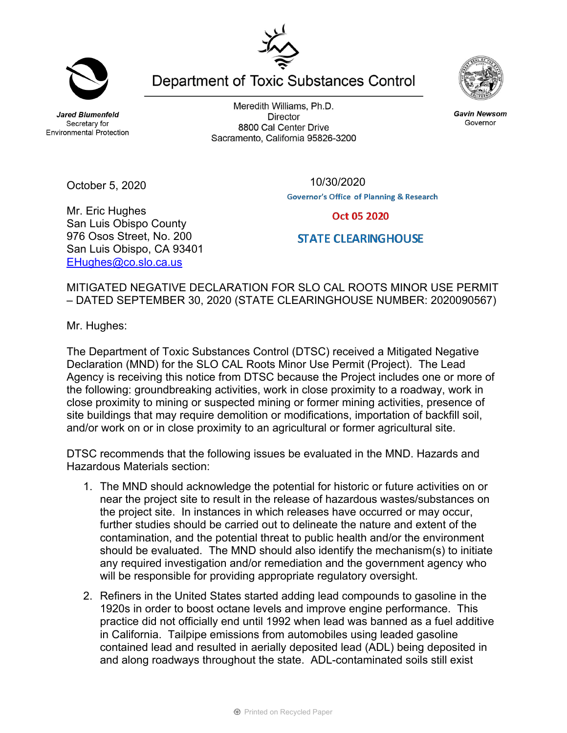Jared Blumenfeld
Secretary for
Environmental Protection

# Department of Toxic Substances Control

Meredith Williams, Ph.D.
Director
8800 Cal Center Drive
Sacramento, California 95826-3200

Gavin Newsom
Governor

October 5, 2020

10/30/2020
Governor's Office of Planning & Research

Oct 05 2020

STATE CLEARINGHOUSE

Mr. Eric Hughes
San Luis Obispo County
976 Osos Street, No. 200
San Luis Obispo, CA 93401
[EHughes@co.slo.ca.us](mailto:EHughes@co.slo.ca.us)

MITIGATED NEGATIVE DECLARATION FOR SLO CAL ROOTS MINOR USE PERMIT – DATED SEPTEMBER 30, 2020 (STATE CLEARINGHOUSE NUMBER: 2020090567)

Mr. Hughes:

The Department of Toxic Substances Control (DTSC) received a Mitigated Negative Declaration (MND) for the SLO CAL Roots Minor Use Permit (Project). The Lead Agency is receiving this notice from DTSC because the Project includes one or more of the following: groundbreaking activities, work in close proximity to a roadway, work in close proximity to mining or suspected mining or former mining activities, presence of site buildings that may require demolition or modifications, importation of backfill soil, and/or work on or in close proximity to an agricultural or former agricultural site.

DTSC recommends that the following issues be evaluated in the MND. Hazards and Hazardous Materials section:

1. The MND should acknowledge the potential for historic or future activities on or near the project site to result in the release of hazardous wastes/substances on the project site. In instances in which releases have occurred or may occur, further studies should be carried out to delineate the nature and extent of the contamination, and the potential threat to public health and/or the environment should be evaluated. The MND should also identify the mechanism(s) to initiate any required investigation and/or remediation and the government agency who will be responsible for providing appropriate regulatory oversight.

2. Refiners in the United States started adding lead compounds to gasoline in the 1920s in order to boost octane levels and improve engine performance. This practice did not officially end until 1992 when lead was banned as a fuel additive in California. Tailpipe emissions from automobiles using leaded gasoline contained lead and resulted in aerially deposited lead (ADL) being deposited in and along roadways throughout the state. ADL-contaminated soils still exist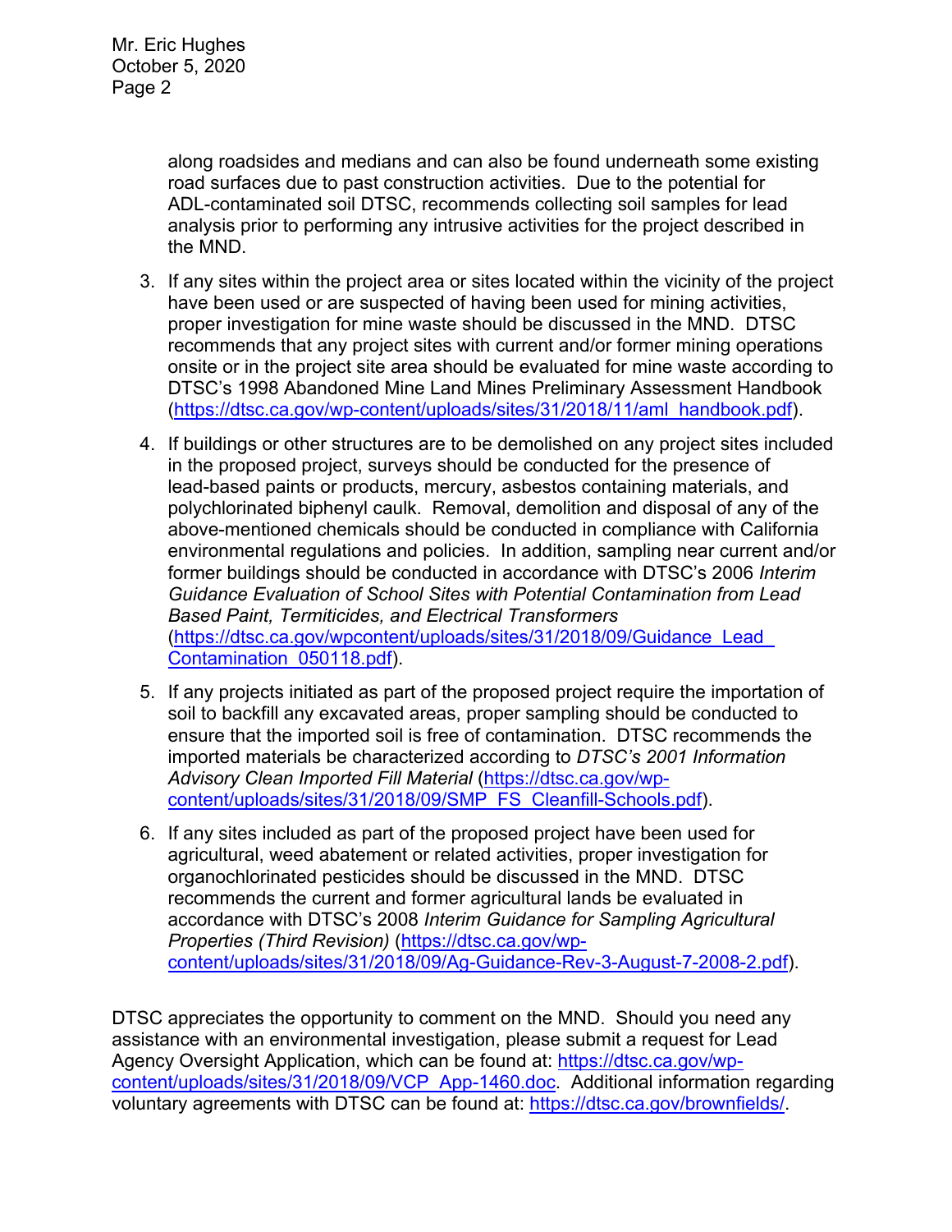along roadsides and medians and can also be found underneath some existing road surfaces due to past construction activities. Due to the potential for ADL-contaminated soil DTSC, recommends collecting soil samples for lead analysis prior to performing any intrusive activities for the project described in the MND.

3. If any sites within the project area or sites located within the vicinity of the project have been used or are suspected of having been used for mining activities, proper investigation for mine waste should be discussed in the MND. DTSC recommends that any project sites with current and/or former mining operations onsite or in the project site area should be evaluated for mine waste according to DTSC's 1998 Abandoned Mine Land Mines Preliminary Assessment Handbook (https://dtsc.ca.gov/wp-content/uploads/sites/31/2018/11/aml_handbook.pdf).

4. If buildings or other structures are to be demolished on any project sites included in the proposed project, surveys should be conducted for the presence of lead-based paints or products, mercury, asbestos containing materials, and polychlorinated biphenyl caulk. Removal, demolition and disposal of any of the above-mentioned chemicals should be conducted in compliance with California environmental regulations and policies. In addition, sampling near current and/or former buildings should be conducted in accordance with DTSC's 2006 *Interim Guidance Evaluation of School Sites with Potential Contamination from Lead Based Paint, Termiticides, and Electrical Transformers* (https://dtsc.ca.gov/wpcontent/uploads/sites/31/2018/09/Guidance_Lead_Contamination_050118.pdf).

5. If any projects initiated as part of the proposed project require the importation of soil to backfill any excavated areas, proper sampling should be conducted to ensure that the imported soil is free of contamination. DTSC recommends the imported materials be characterized according to *DTSC's 2001 Information Advisory Clean Imported Fill Material* (https://dtsc.ca.gov/wp-content/uploads/sites/31/2018/09/SMP_FS_Cleanfill-Schools.pdf).

6. If any sites included as part of the proposed project have been used for agricultural, weed abatement or related activities, proper investigation for organochlorinated pesticides should be discussed in the MND. DTSC recommends the current and former agricultural lands be evaluated in accordance with DTSC's 2008 *Interim Guidance for Sampling Agricultural Properties (Third Revision)* (https://dtsc.ca.gov/wp-content/uploads/sites/31/2018/09/Ag-Guidance-Rev-3-August-7-2008-2.pdf).

DTSC appreciates the opportunity to comment on the MND. Should you need any assistance with an environmental investigation, please submit a request for Lead Agency Oversight Application, which can be found at: https://dtsc.ca.gov/wp-content/uploads/sites/31/2018/09/VCP_App-1460.doc. Additional information regarding voluntary agreements with DTSC can be found at: https://dtsc.ca.gov/brownfields/.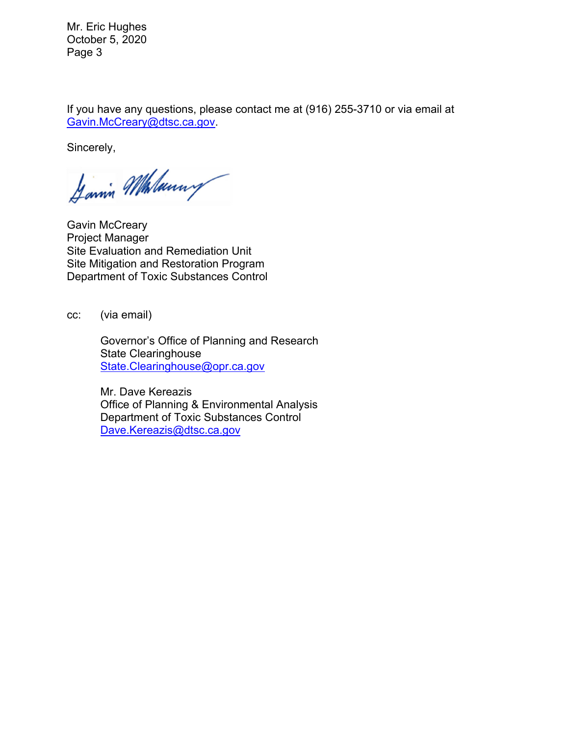If you have any questions, please contact me at (916) 255-3710 or via email at Gavin.McCreary@dtsc.ca.gov.

Sincerely,

Gavin McCreary
Project Manager
Site Evaluation and Remediation Unit
Site Mitigation and Restoration Program
Department of Toxic Substances Control

cc: (via email)

Governor's Office of Planning and Research
State Clearinghouse
State.Clearinghouse@opr.ca.gov

Mr. Dave Kereazis
Office of Planning & Environmental Analysis
Department of Toxic Substances Control
Dave.Kereazis@dtsc.ca.gov